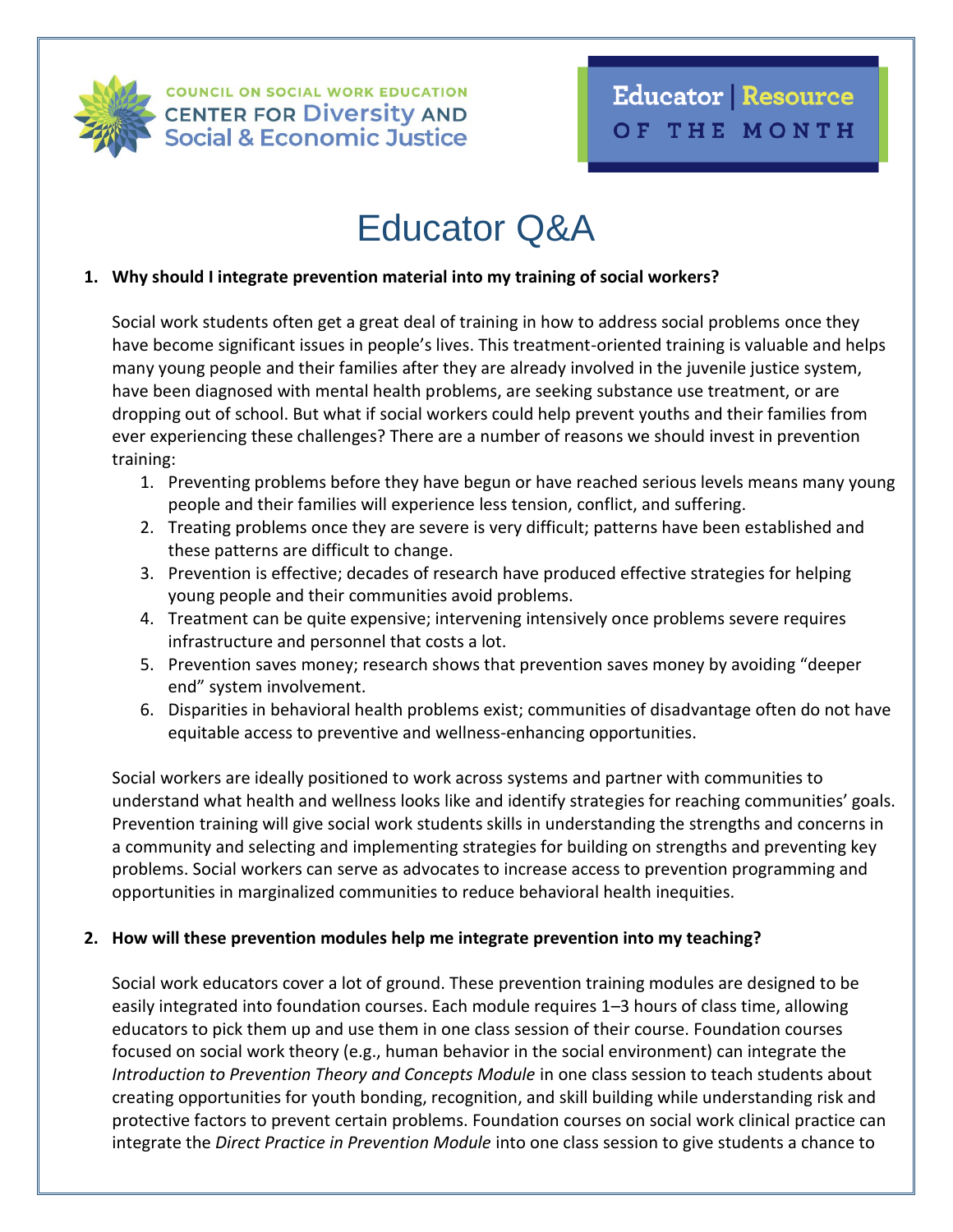COUNCIL ON SOCIAL WORK EDUCATION
CENTER FOR Diversity AND Social & Economic Justice

Educator | Resource OF THE MONTH

# Educator Q&A

**1. Why should I integrate prevention material into my training of social workers?**

Social work students often get a great deal of training in how to address social problems once they have become significant issues in people's lives. This treatment-oriented training is valuable and helps many young people and their families after they are already involved in the juvenile justice system, have been diagnosed with mental health problems, are seeking substance use treatment, or are dropping out of school. But what if social workers could help prevent youths and their families from ever experiencing these challenges? There are a number of reasons we should invest in prevention training:

1. Preventing problems before they have begun or have reached serious levels means many young people and their families will experience less tension, conflict, and suffering.
2. Treating problems once they are severe is very difficult; patterns have been established and these patterns are difficult to change.
3. Prevention is effective; decades of research have produced effective strategies for helping young people and their communities avoid problems.
4. Treatment can be quite expensive; intervening intensively once problems severe requires infrastructure and personnel that costs a lot.
5. Prevention saves money; research shows that prevention saves money by avoiding "deeper end" system involvement.
6. Disparities in behavioral health problems exist; communities of disadvantage often do not have equitable access to preventive and wellness-enhancing opportunities.

Social workers are ideally positioned to work across systems and partner with communities to understand what health and wellness looks like and identify strategies for reaching communities' goals. Prevention training will give social work students skills in understanding the strengths and concerns in a community and selecting and implementing strategies for building on strengths and preventing key problems. Social workers can serve as advocates to increase access to prevention programming and opportunities in marginalized communities to reduce behavioral health inequities.

**2. How will these prevention modules help me integrate prevention into my teaching?**

Social work educators cover a lot of ground. These prevention training modules are designed to be easily integrated into foundation courses. Each module requires 1–3 hours of class time, allowing educators to pick them up and use them in one class session of their course. Foundation courses focused on social work theory (e.g., human behavior in the social environment) can integrate the *Introduction to Prevention Theory and Concepts Module* in one class session to teach students about creating opportunities for youth bonding, recognition, and skill building while understanding risk and protective factors to prevent certain problems. Foundation courses on social work clinical practice can integrate the *Direct Practice in Prevention Module* into one class session to give students a chance to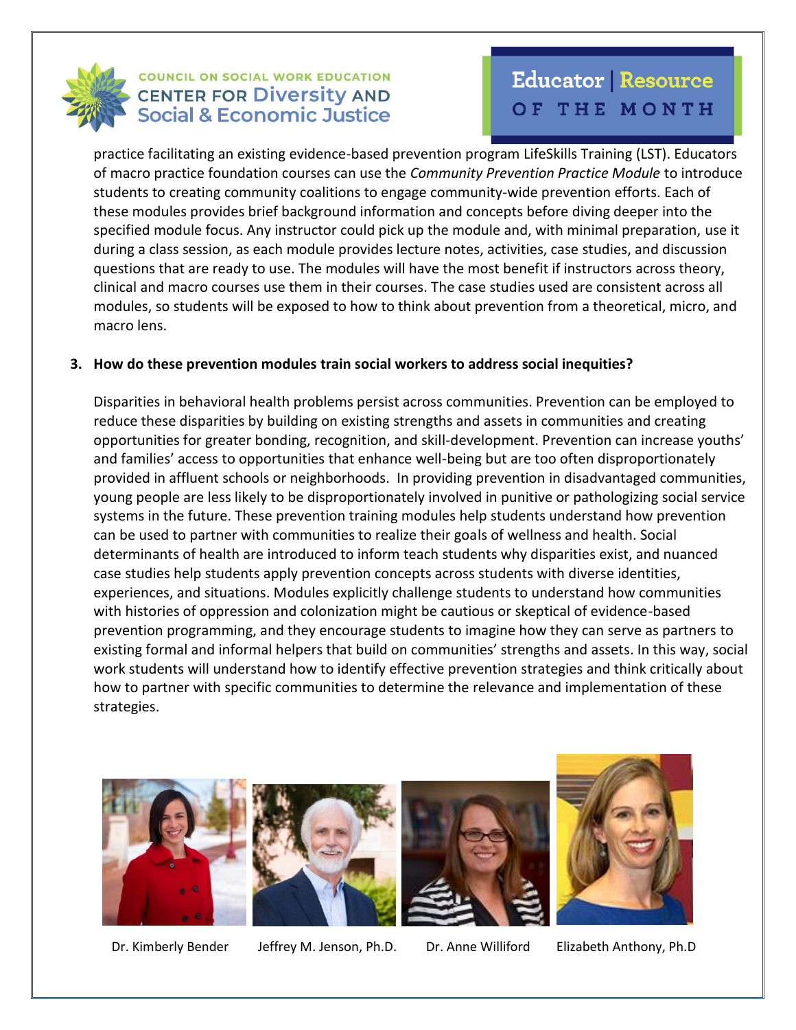practice facilitating an existing evidence-based prevention program LifeSkills Training (LST). Educators of macro practice foundation courses can use the *Community Prevention Practice Module* to introduce students to creating community coalitions to engage community-wide prevention efforts. Each of these modules provides brief background information and concepts before diving deeper into the specified module focus. Any instructor could pick up the module and, with minimal preparation, use it during a class session, as each module provides lecture notes, activities, case studies, and discussion questions that are ready to use. The modules will have the most benefit if instructors across theory, clinical and macro courses use them in their courses. The case studies used are consistent across all modules, so students will be exposed to how to think about prevention from a theoretical, micro, and macro lens.

3. **How do these prevention modules train social workers to address social inequities?**

   Disparities in behavioral health problems persist across communities. Prevention can be employed to reduce these disparities by building on existing strengths and assets in communities and creating opportunities for greater bonding, recognition, and skill-development. Prevention can increase youths' and families' access to opportunities that enhance well-being but are too often disproportionately provided in affluent schools or neighborhoods. In providing prevention in disadvantaged communities, young people are less likely to be disproportionately involved in punitive or pathologizing social service systems in the future. These prevention training modules help students understand how prevention can be used to partner with communities to realize their goals of wellness and health. Social determinants of health are introduced to inform teach students why disparities exist, and nuanced case studies help students apply prevention concepts across students with diverse identities, experiences, and situations. Modules explicitly challenge students to understand how communities with histories of oppression and colonization might be cautious or skeptical of evidence-based prevention programming, and they encourage students to imagine how they can serve as partners to existing formal and informal helpers that build on communities' strengths and assets. In this way, social work students will understand how to identify effective prevention strategies and think critically about how to partner with specific communities to determine the relevance and implementation of these strategies.

Dr. Kimberly Bender

Jeffrey M. Jenson, Ph.D.

Dr. Anne Williford

Elizabeth Anthony, Ph.D